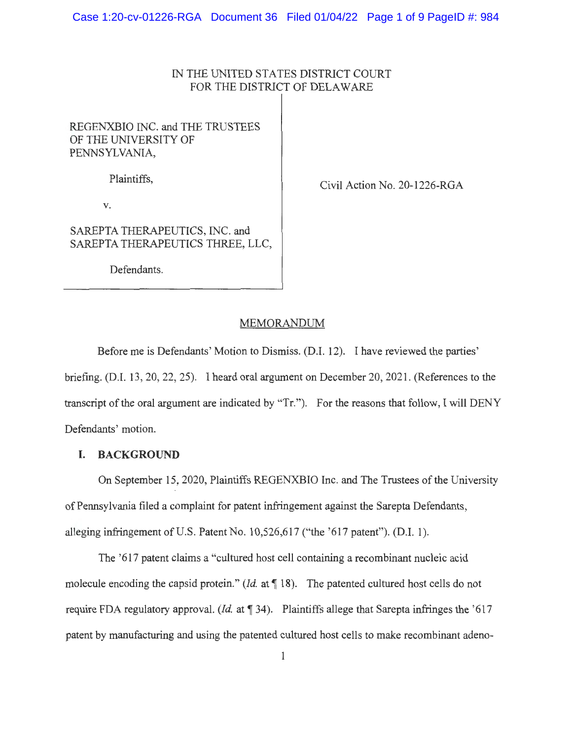IN THE UNITED STATES DISTRICT COURT
FOR THE DISTRICT OF DELAWARE

REGENXBIO INC. and THE TRUSTEES OF THE UNIVERSITY OF PENNSYLVANIA,

Plaintiffs,

v.

SAREPTA THERAPEUTICS, INC. and SAREPTA THERAPEUTICS THREE, LLC,

Defendants.

Civil Action No. 20-1226-RGA

## MEMORANDUM

Before me is Defendants' Motion to Dismiss. (D.I. 12). I have reviewed the parties' briefing. (D.I. 13, 20, 22, 25). I heard oral argument on December 20, 2021. (References to the transcript of the oral argument are indicated by "Tr."). For the reasons that follow, I will DENY Defendants' motion.

## I. BACKGROUND

On September 15, 2020, Plaintiffs REGENXBIO Inc. and The Trustees of the University of Pennsylvania filed a complaint for patent infringement against the Sarepta Defendants, alleging infringement of U.S. Patent No. 10,526,617 ("the '617 patent"). (D.I. 1).

The '617 patent claims a "cultured host cell containing a recombinant nucleic acid molecule encoding the capsid protein." (*Id.* at ¶ 18). The patented cultured host cells do not require FDA regulatory approval. (*Id.* at ¶ 34). Plaintiffs allege that Sarepta infringes the '617 patent by manufacturing and using the patented cultured host cells to make recombinant adeno-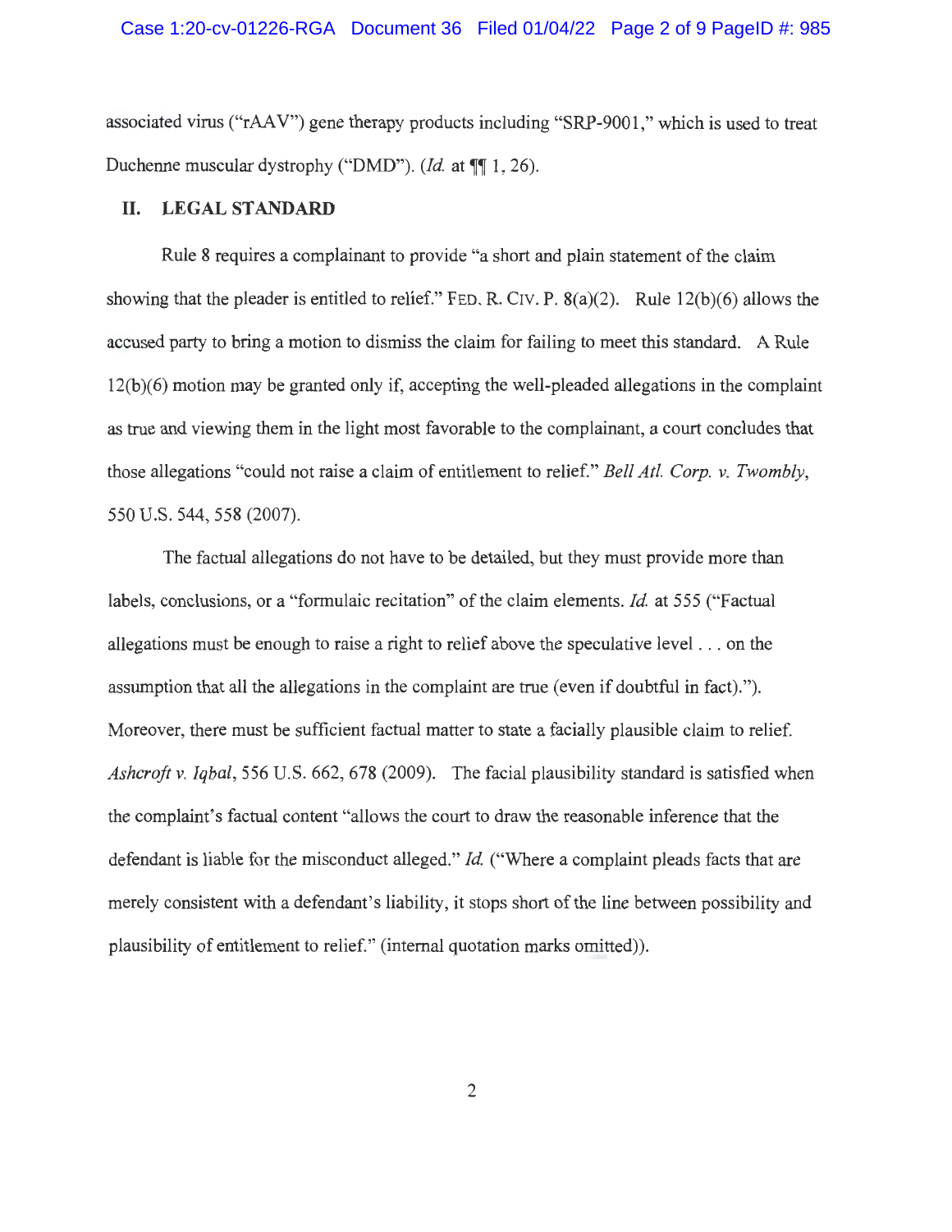associated virus ("rAAV") gene therapy products including "SRP-9001," which is used to treat Duchenne muscular dystrophy ("DMD"). (*Id.* at ¶¶ 1, 26).

## II. LEGAL STANDARD

Rule 8 requires a complainant to provide "a short and plain statement of the claim showing that the pleader is entitled to relief." FED. R. CIV. P. 8(a)(2). Rule 12(b)(6) allows the accused party to bring a motion to dismiss the claim for failing to meet this standard. A Rule 12(b)(6) motion may be granted only if, accepting the well-pleaded allegations in the complaint as true and viewing them in the light most favorable to the complainant, a court concludes that those allegations "could not raise a claim of entitlement to relief." *Bell Atl. Corp. v. Twombly*, 550 U.S. 544, 558 (2007).

The factual allegations do not have to be detailed, but they must provide more than labels, conclusions, or a "formulaic recitation" of the claim elements. *Id.* at 555 ("Factual allegations must be enough to raise a right to relief above the speculative level . . . on the assumption that all the allegations in the complaint are true (even if doubtful in fact)."). Moreover, there must be sufficient factual matter to state a facially plausible claim to relief. *Ashcroft v. Iqbal*, 556 U.S. 662, 678 (2009). The facial plausibility standard is satisfied when the complaint's factual content "allows the court to draw the reasonable inference that the defendant is liable for the misconduct alleged." *Id.* ("Where a complaint pleads facts that are merely consistent with a defendant's liability, it stops short of the line between possibility and plausibility of entitlement to relief." (internal quotation marks omitted)).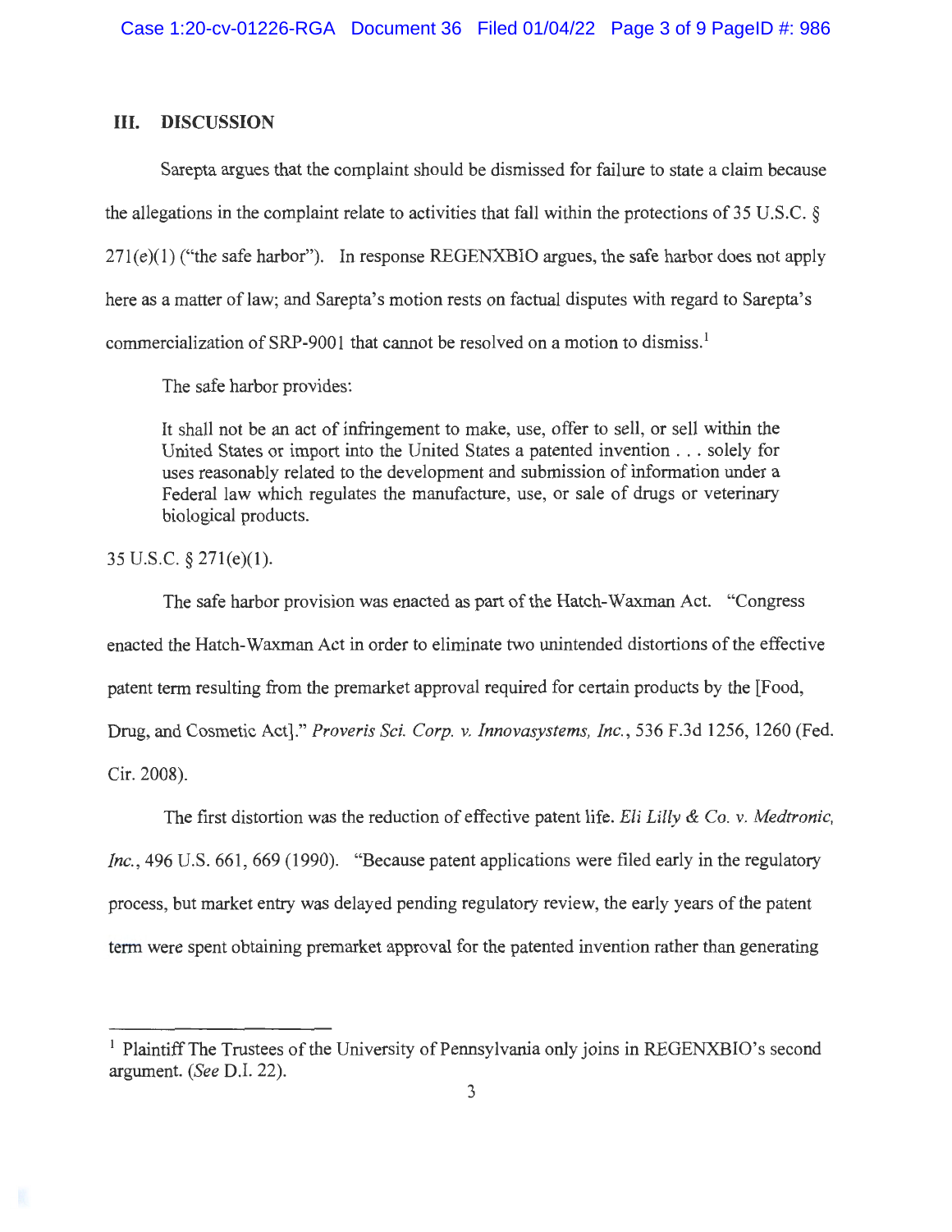## III. DISCUSSION

Sarepta argues that the complaint should be dismissed for failure to state a claim because the allegations in the complaint relate to activities that fall within the protections of 35 U.S.C. § 271(e)(1) ("the safe harbor"). In response REGENXBIO argues, the safe harbor does not apply here as a matter of law; and Sarepta's motion rests on factual disputes with regard to Sarepta's commercialization of SRP-9001 that cannot be resolved on a motion to dismiss.[1]

The safe harbor provides:

> It shall not be an act of infringement to make, use, offer to sell, or sell within the United States or import into the United States a patented invention . . . solely for uses reasonably related to the development and submission of information under a Federal law which regulates the manufacture, use, or sale of drugs or veterinary biological products.

35 U.S.C. § 271(e)(1).

The safe harbor provision was enacted as part of the Hatch-Waxman Act. "Congress enacted the Hatch-Waxman Act in order to eliminate two unintended distortions of the effective patent term resulting from the premarket approval required for certain products by the [Food, Drug, and Cosmetic Act]." *Proveris Sci. Corp. v. Innovasystems, Inc.*, 536 F.3d 1256, 1260 (Fed. Cir. 2008).

The first distortion was the reduction of effective patent life. *Eli Lilly & Co. v. Medtronic, Inc.*, 496 U.S. 661, 669 (1990). "Because patent applications were filed early in the regulatory process, but market entry was delayed pending regulatory review, the early years of the patent term were spent obtaining premarket approval for the patented invention rather than generating

---

[1] Plaintiff The Trustees of the University of Pennsylvania only joins in REGENXBIO's second argument. (*See* D.I. 22).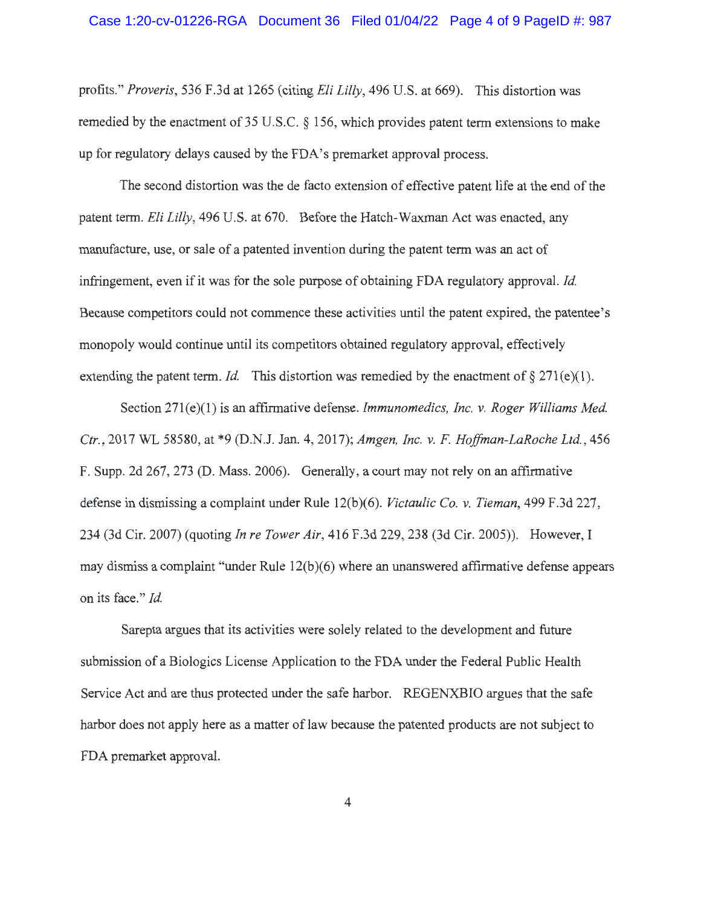profits." *Proveris*, 536 F.3d at 1265 (citing *Eli Lilly*, 496 U.S. at 669). This distortion was remedied by the enactment of 35 U.S.C. § 156, which provides patent term extensions to make up for regulatory delays caused by the FDA's premarket approval process.

The second distortion was the de facto extension of effective patent life at the end of the patent term. *Eli Lilly*, 496 U.S. at 670. Before the Hatch-Waxman Act was enacted, any manufacture, use, or sale of a patented invention during the patent term was an act of infringement, even if it was for the sole purpose of obtaining FDA regulatory approval. *Id.* Because competitors could not commence these activities until the patent expired, the patentee's monopoly would continue until its competitors obtained regulatory approval, effectively extending the patent term. *Id.* This distortion was remedied by the enactment of § 271(e)(1).

Section 271(e)(1) is an affirmative defense. *Immunomedics, Inc. v. Roger Williams Med. Ctr.*, 2017 WL 58580, at *9 (D.N.J. Jan. 4, 2017); *Amgen, Inc. v. F. Hoffman-LaRoche Ltd.*, 456 F. Supp. 2d 267, 273 (D. Mass. 2006). Generally, a court may not rely on an affirmative defense in dismissing a complaint under Rule 12(b)(6). *Victaulic Co. v. Tieman*, 499 F.3d 227, 234 (3d Cir. 2007) (quoting *In re Tower Air*, 416 F.3d 229, 238 (3d Cir. 2005)). However, I may dismiss a complaint "under Rule 12(b)(6) where an unanswered affirmative defense appears on its face." *Id.*

Sarepta argues that its activities were solely related to the development and future submission of a Biologics License Application to the FDA under the Federal Public Health Service Act and are thus protected under the safe harbor. REGENXBIO argues that the safe harbor does not apply here as a matter of law because the patented products are not subject to FDA premarket approval.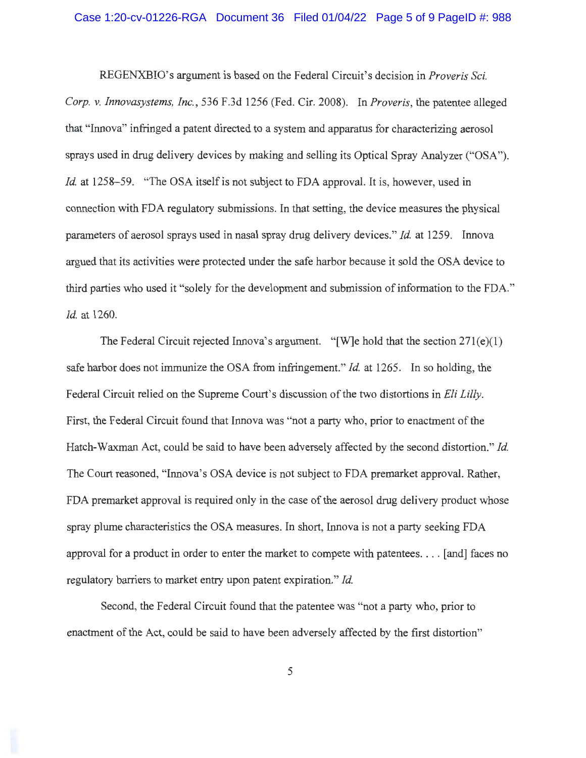REGENXBIO's argument is based on the Federal Circuit's decision in *Proveris Sci. Corp. v. Innovasystems, Inc.*, 536 F.3d 1256 (Fed. Cir. 2008). In *Proveris*, the patentee alleged that "Innova" infringed a patent directed to a system and apparatus for characterizing aerosol sprays used in drug delivery devices by making and selling its Optical Spray Analyzer ("OSA"). *Id.* at 1258–59. "The OSA itself is not subject to FDA approval. It is, however, used in connection with FDA regulatory submissions. In that setting, the device measures the physical parameters of aerosol sprays used in nasal spray drug delivery devices." *Id.* at 1259. Innova argued that its activities were protected under the safe harbor because it sold the OSA device to third parties who used it "solely for the development and submission of information to the FDA." *Id.* at 1260.

The Federal Circuit rejected Innova's argument. "[W]e hold that the section 271(e)(1) safe harbor does not immunize the OSA from infringement." *Id.* at 1265. In so holding, the Federal Circuit relied on the Supreme Court's discussion of the two distortions in *Eli Lilly*. First, the Federal Circuit found that Innova was "not a party who, prior to enactment of the Hatch-Waxman Act, could be said to have been adversely affected by the second distortion." *Id.* The Court reasoned, "Innova's OSA device is not subject to FDA premarket approval. Rather, FDA premarket approval is required only in the case of the aerosol drug delivery product whose spray plume characteristics the OSA measures. In short, Innova is not a party seeking FDA approval for a product in order to enter the market to compete with patentees. . . . [and] faces no regulatory barriers to market entry upon patent expiration." *Id.*

Second, the Federal Circuit found that the patentee was "not a party who, prior to enactment of the Act, could be said to have been adversely affected by the first distortion"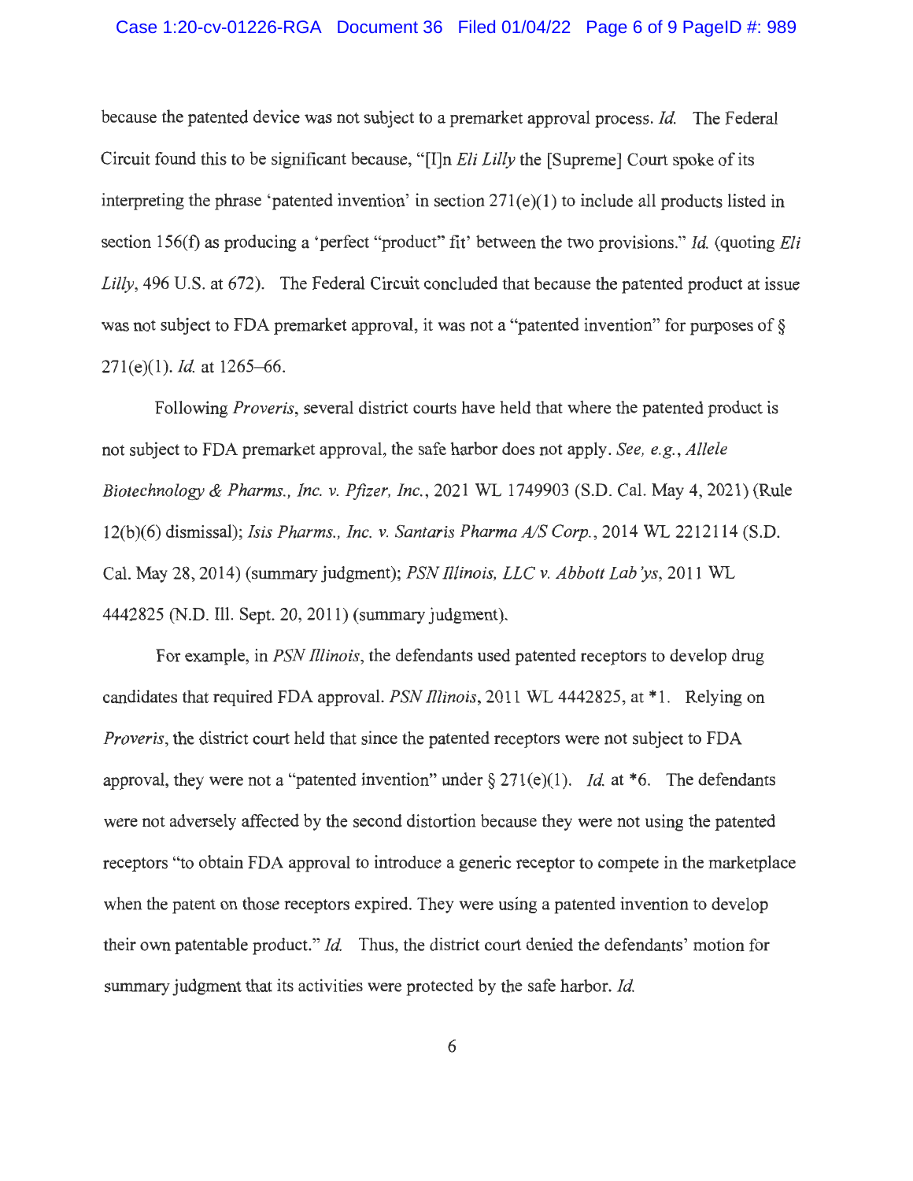because the patented device was not subject to a premarket approval process. *Id.* The Federal Circuit found this to be significant because, "[I]n *Eli Lilly* the [Supreme] Court spoke of its interpreting the phrase 'patented invention' in section 271(e)(1) to include all products listed in section 156(f) as producing a 'perfect "product" fit' between the two provisions." *Id.* (quoting *Eli Lilly*, 496 U.S. at 672). The Federal Circuit concluded that because the patented product at issue was not subject to FDA premarket approval, it was not a "patented invention" for purposes of § 271(e)(1). *Id.* at 1265–66.

Following *Proveris*, several district courts have held that where the patented product is not subject to FDA premarket approval, the safe harbor does not apply. *See, e.g.*, *Allele Biotechnology & Pharms., Inc. v. Pfizer, Inc.*, 2021 WL 1749903 (S.D. Cal. May 4, 2021) (Rule 12(b)(6) dismissal); *Isis Pharms., Inc. v. Santaris Pharma A/S Corp.*, 2014 WL 2212114 (S.D. Cal. May 28, 2014) (summary judgment); *PSN Illinois, LLC v. Abbott Lab'ys*, 2011 WL 4442825 (N.D. Ill. Sept. 20, 2011) (summary judgment).

For example, in *PSN Illinois*, the defendants used patented receptors to develop drug candidates that required FDA approval. *PSN Illinois*, 2011 WL 4442825, at *1. Relying on *Proveris*, the district court held that since the patented receptors were not subject to FDA approval, they were not a "patented invention" under § 271(e)(1). *Id.* at *6. The defendants were not adversely affected by the second distortion because they were not using the patented receptors "to obtain FDA approval to introduce a generic receptor to compete in the marketplace when the patent on those receptors expired. They were using a patented invention to develop their own patentable product." *Id.* Thus, the district court denied the defendants' motion for summary judgment that its activities were protected by the safe harbor. *Id.*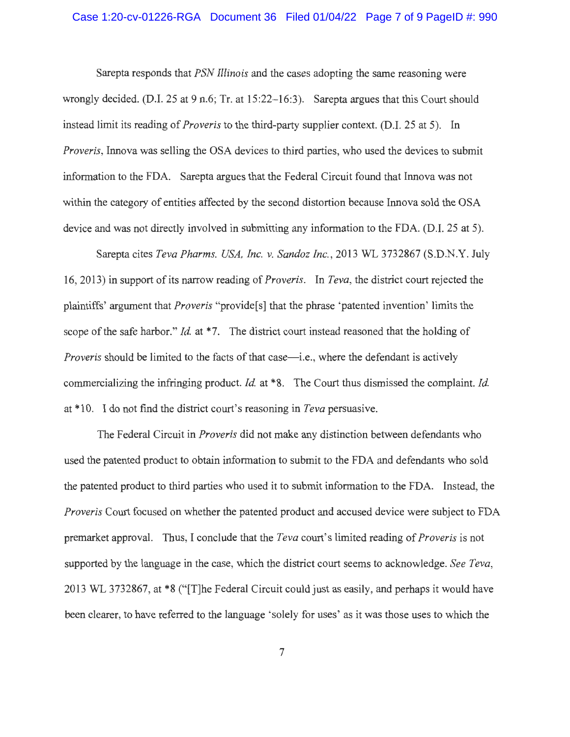Sarepta responds that *PSN Illinois* and the cases adopting the same reasoning were wrongly decided. (D.I. 25 at 9 n.6; Tr. at 15:22–16:3). Sarepta argues that this Court should instead limit its reading of *Proveris* to the third-party supplier context. (D.I. 25 at 5). In *Proveris*, Innova was selling the OSA devices to third parties, who used the devices to submit information to the FDA. Sarepta argues that the Federal Circuit found that Innova was not within the category of entities affected by the second distortion because Innova sold the OSA device and was not directly involved in submitting any information to the FDA. (D.I. 25 at 5).

Sarepta cites *Teva Pharms. USA, Inc. v. Sandoz Inc.*, 2013 WL 3732867 (S.D.N.Y. July 16, 2013) in support of its narrow reading of *Proveris*. In *Teva*, the district court rejected the plaintiffs' argument that *Proveris* "provide[s] that the phrase 'patented invention' limits the scope of the safe harbor." *Id.* at *7. The district court instead reasoned that the holding of *Proveris* should be limited to the facts of that case—i.e., where the defendant is actively commercializing the infringing product. *Id.* at *8. The Court thus dismissed the complaint. *Id.* at *10. I do not find the district court's reasoning in *Teva* persuasive.

The Federal Circuit in *Proveris* did not make any distinction between defendants who used the patented product to obtain information to submit to the FDA and defendants who sold the patented product to third parties who used it to submit information to the FDA. Instead, the *Proveris* Court focused on whether the patented product and accused device were subject to FDA premarket approval. Thus, I conclude that the *Teva* court's limited reading of *Proveris* is not supported by the language in the case, which the district court seems to acknowledge. *See Teva*, 2013 WL 3732867, at *8 ("[T]he Federal Circuit could just as easily, and perhaps it would have been clearer, to have referred to the language 'solely for uses' as it was those uses to which the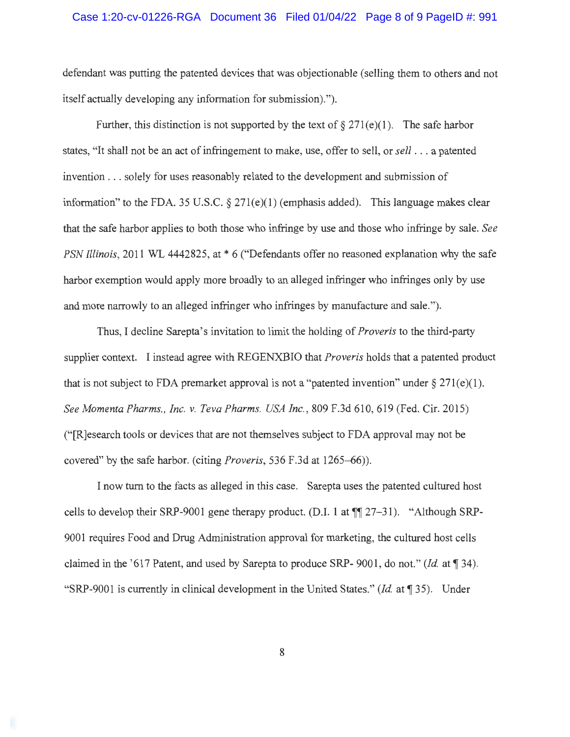defendant was putting the patented devices that was objectionable (selling them to others and not itself actually developing any information for submission).").

Further, this distinction is not supported by the text of § 271(e)(1). The safe harbor states, "It shall not be an act of infringement to make, use, offer to sell, or *sell* . . . a patented invention . . . solely for uses reasonably related to the development and submission of information" to the FDA. 35 U.S.C. § 271(e)(1) (emphasis added). This language makes clear that the safe harbor applies to both those who infringe by use and those who infringe by sale. *See PSN Illinois*, 2011 WL 4442825, at * 6 ("Defendants offer no reasoned explanation why the safe harbor exemption would apply more broadly to an alleged infringer who infringes only by use and more narrowly to an alleged infringer who infringes by manufacture and sale.").

Thus, I decline Sarepta's invitation to limit the holding of *Proveris* to the third-party supplier context. I instead agree with REGENXBIO that *Proveris* holds that a patented product that is not subject to FDA premarket approval is not a "patented invention" under § 271(e)(1). *See Momenta Pharms., Inc. v. Teva Pharms. USA Inc.*, 809 F.3d 610, 619 (Fed. Cir. 2015) ("[R]esearch tools or devices that are not themselves subject to FDA approval may not be covered" by the safe harbor. (citing *Proveris*, 536 F.3d at 1265–66)).

I now turn to the facts as alleged in this case. Sarepta uses the patented cultured host cells to develop their SRP-9001 gene therapy product. (D.I. 1 at ¶¶ 27–31). "Although SRP-9001 requires Food and Drug Administration approval for marketing, the cultured host cells claimed in the '617 Patent, and used by Sarepta to produce SRP- 9001, do not." (*Id.* at ¶ 34). "SRP-9001 is currently in clinical development in the United States." (*Id.* at ¶ 35). Under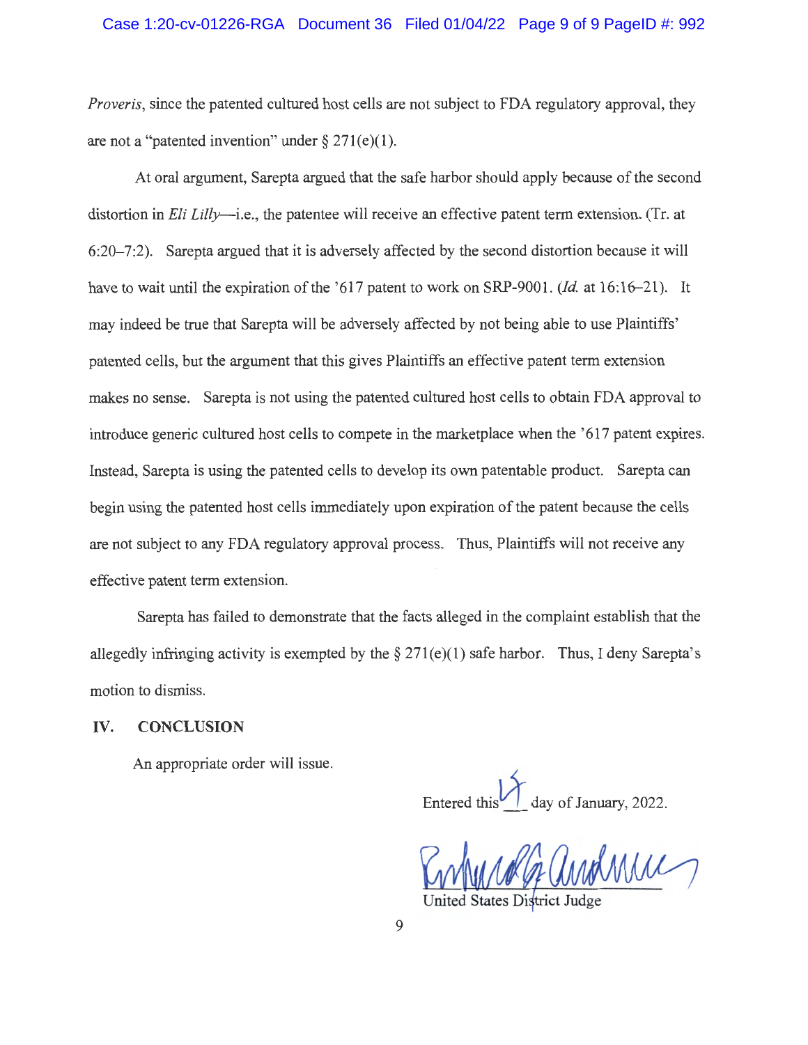*Proveris*, since the patented cultured host cells are not subject to FDA regulatory approval, they are not a "patented invention" under § 271(e)(1).

At oral argument, Sarepta argued that the safe harbor should apply because of the second distortion in *Eli Lilly*—i.e., the patentee will receive an effective patent term extension. (Tr. at 6:20–7:2). Sarepta argued that it is adversely affected by the second distortion because it will have to wait until the expiration of the '617 patent to work on SRP-9001. (*Id.* at 16:16–21). It may indeed be true that Sarepta will be adversely affected by not being able to use Plaintiffs' patented cells, but the argument that this gives Plaintiffs an effective patent term extension makes no sense. Sarepta is not using the patented cultured host cells to obtain FDA approval to introduce generic cultured host cells to compete in the marketplace when the '617 patent expires. Instead, Sarepta is using the patented cells to develop its own patentable product. Sarepta can begin using the patented host cells immediately upon expiration of the patent because the cells are not subject to any FDA regulatory approval process. Thus, Plaintiffs will not receive any effective patent term extension.

Sarepta has failed to demonstrate that the facts alleged in the complaint establish that the allegedly infringing activity is exempted by the § 271(e)(1) safe harbor. Thus, I deny Sarepta's motion to dismiss.

## IV. CONCLUSION

An appropriate order will issue.

Entered this 4 day of January, 2022.

United States District Judge